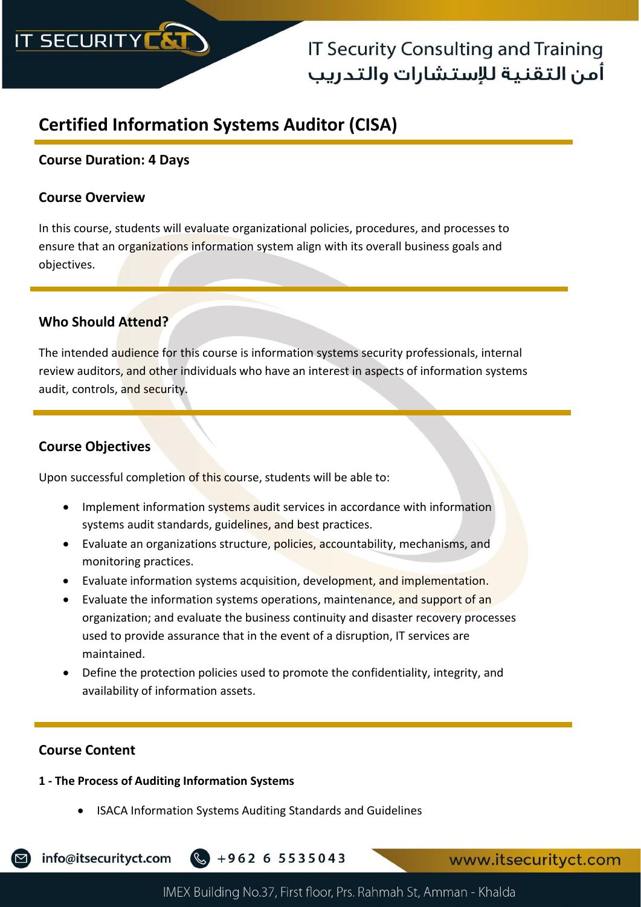# Certified Information Systems Auditor (CISA)

**Course Duration: 4 Days**

## Course Overview

In this course, students will evaluate organizational policies, procedures, and processes to ensure that an organizations information system align with its overall business goals and objectives.

## Who Should Attend?

The intended audience for this course is information systems security professionals, internal review auditors, and other individuals who have an interest in aspects of information systems audit, controls, and security.

## Course Objectives

Upon successful completion of this course, students will be able to:

- Implement information systems audit services in accordance with information systems audit standards, guidelines, and best practices.
- Evaluate an organizations structure, policies, accountability, mechanisms, and monitoring practices.
- Evaluate information systems acquisition, development, and implementation.
- Evaluate the information systems operations, maintenance, and support of an organization; and evaluate the business continuity and disaster recovery processes used to provide assurance that in the event of a disruption, IT services are maintained.
- Define the protection policies used to promote the confidentiality, integrity, and availability of information assets.

## Course Content

**1 - The Process of Auditing Information Systems**

- ISACA Information Systems Auditing Standards and Guidelines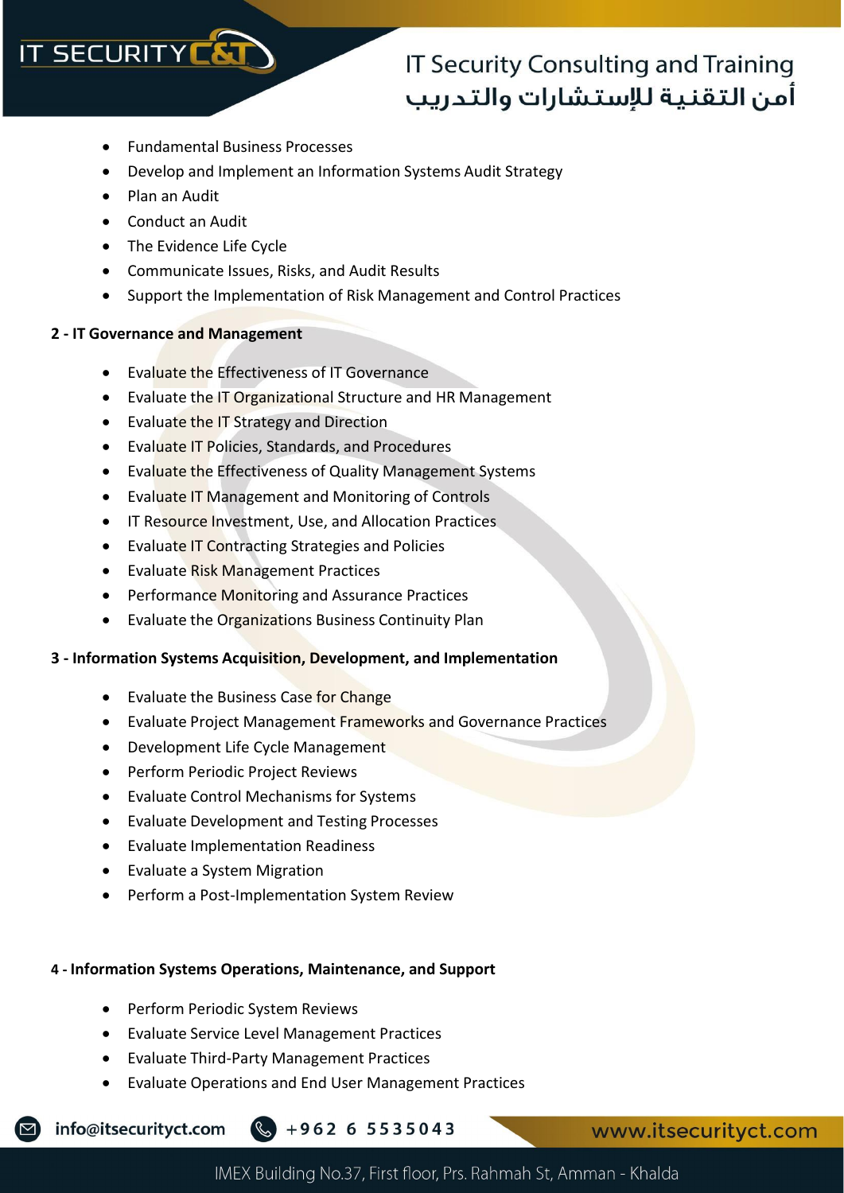- Fundamental Business Processes
- Develop and Implement an Information Systems Audit Strategy
- Plan an Audit
- Conduct an Audit
- The Evidence Life Cycle
- Communicate Issues, Risks, and Audit Results
- Support the Implementation of Risk Management and Control Practices

**2 - IT Governance and Management**

- Evaluate the Effectiveness of IT Governance
- Evaluate the IT Organizational Structure and HR Management
- Evaluate the IT Strategy and Direction
- Evaluate IT Policies, Standards, and Procedures
- Evaluate the Effectiveness of Quality Management Systems
- Evaluate IT Management and Monitoring of Controls
- IT Resource Investment, Use, and Allocation Practices
- Evaluate IT Contracting Strategies and Policies
- Evaluate Risk Management Practices
- Performance Monitoring and Assurance Practices
- Evaluate the Organizations Business Continuity Plan

**3 - Information Systems Acquisition, Development, and Implementation**

- Evaluate the Business Case for Change
- Evaluate Project Management Frameworks and Governance Practices
- Development Life Cycle Management
- Perform Periodic Project Reviews
- Evaluate Control Mechanisms for Systems
- Evaluate Development and Testing Processes
- Evaluate Implementation Readiness
- Evaluate a System Migration
- Perform a Post-Implementation System Review

**4 - Information Systems Operations, Maintenance, and Support**

- Perform Periodic System Reviews
- Evaluate Service Level Management Practices
- Evaluate Third-Party Management Practices
- Evaluate Operations and End User Management Practices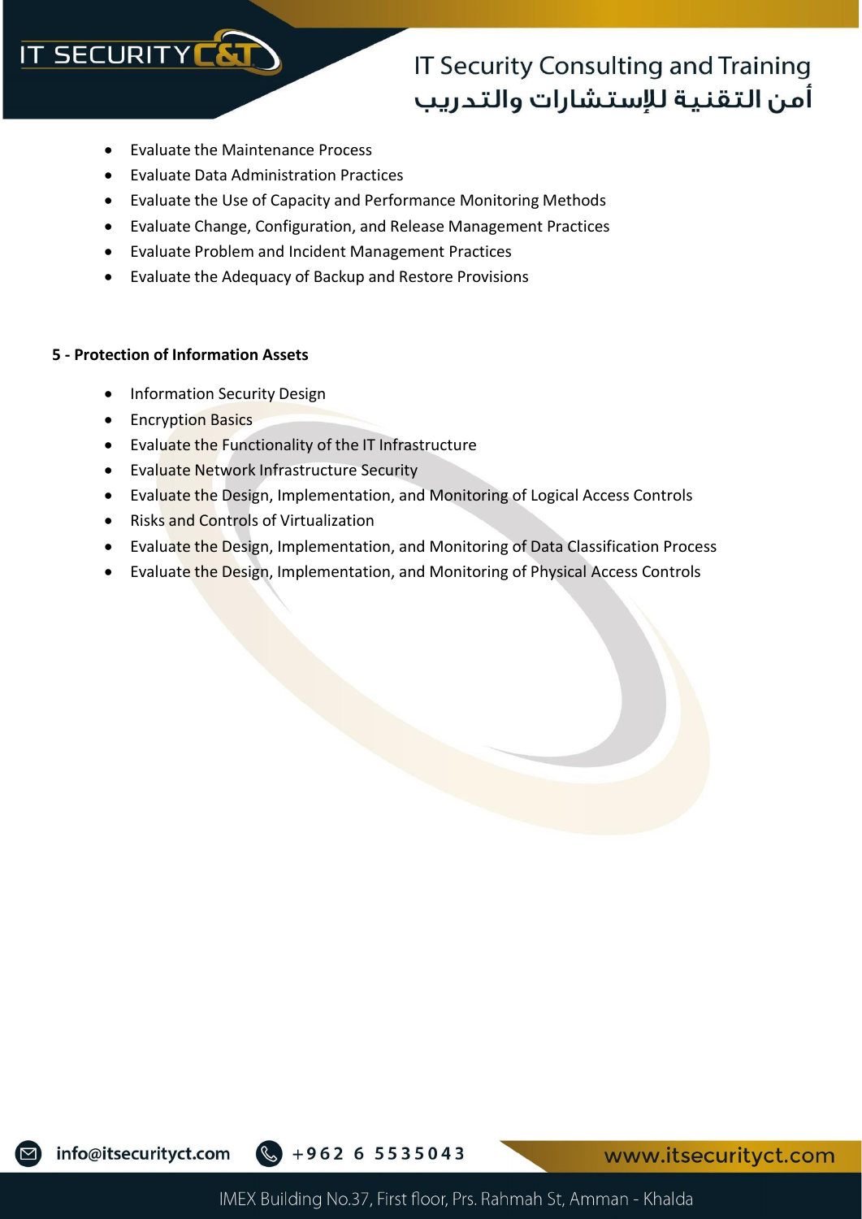- Evaluate the Maintenance Process
- Evaluate Data Administration Practices
- Evaluate the Use of Capacity and Performance Monitoring Methods
- Evaluate Change, Configuration, and Release Management Practices
- Evaluate Problem and Incident Management Practices
- Evaluate the Adequacy of Backup and Restore Provisions

**5 - Protection of Information Assets**

- Information Security Design
- Encryption Basics
- Evaluate the Functionality of the IT Infrastructure
- Evaluate Network Infrastructure Security
- Evaluate the Design, Implementation, and Monitoring of Logical Access Controls
- Risks and Controls of Virtualization
- Evaluate the Design, Implementation, and Monitoring of Data Classification Process
- Evaluate the Design, Implementation, and Monitoring of Physical Access Controls